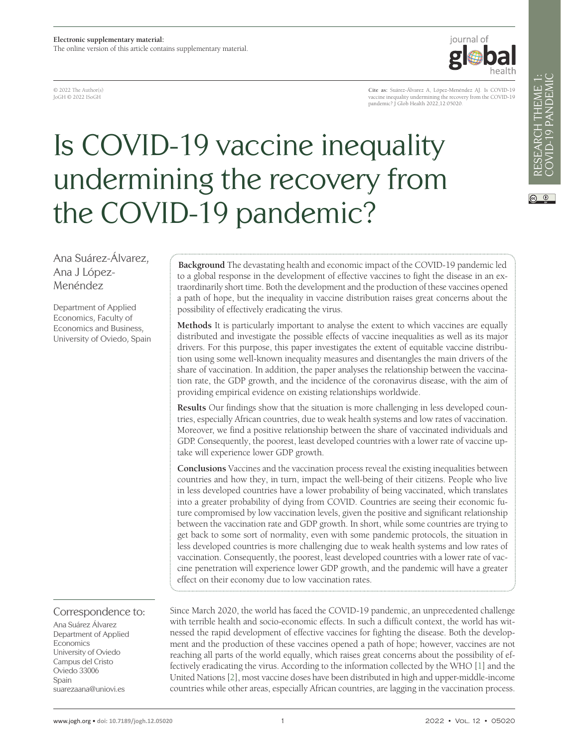Electronic supplementary material:
The online version of this article contains supplementary material.

© 2022 The Author(s)
JoGH © 2022 ISoGH

Cite as: Suárez-Álvarez A, López-Menéndez AJ. Is COVID-19 vaccine inequality undermining the recovery from the COVID-19 pandemic? J Glob Health 2022;12:05020.

RESEARCH THEME 1: COVID-19 PANDEMIC

# Is COVID-19 vaccine inequality undermining the recovery from the COVID-19 pandemic?

Ana Suárez-Álvarez, Ana J López-Menéndez

Department of Applied Economics, Faculty of Economics and Business, University of Oviedo, Spain

**Background** The devastating health and economic impact of the COVID-19 pandemic led to a global response in the development of effective vaccines to fight the disease in an extraordinarily short time. Both the development and the production of these vaccines opened a path of hope, but the inequality in vaccine distribution raises great concerns about the possibility of effectively eradicating the virus.

**Methods** It is particularly important to analyse the extent to which vaccines are equally distributed and investigate the possible effects of vaccine inequalities as well as its major drivers. For this purpose, this paper investigates the extent of equitable vaccine distribution using some well-known inequality measures and disentangles the main drivers of the share of vaccination. In addition, the paper analyses the relationship between the vaccination rate, the GDP growth, and the incidence of the coronavirus disease, with the aim of providing empirical evidence on existing relationships worldwide.

**Results** Our findings show that the situation is more challenging in less developed countries, especially African countries, due to weak health systems and low rates of vaccination. Moreover, we find a positive relationship between the share of vaccinated individuals and GDP. Consequently, the poorest, least developed countries with a lower rate of vaccine uptake will experience lower GDP growth.

**Conclusions** Vaccines and the vaccination process reveal the existing inequalities between countries and how they, in turn, impact the well-being of their citizens. People who live in less developed countries have a lower probability of being vaccinated, which translates into a greater probability of dying from COVID. Countries are seeing their economic future compromised by low vaccination levels, given the positive and significant relationship between the vaccination rate and GDP growth. In short, while some countries are trying to get back to some sort of normality, even with some pandemic protocols, the situation in less developed countries is more challenging due to weak health systems and low rates of vaccination. Consequently, the poorest, least developed countries with a lower rate of vaccine penetration will experience lower GDP growth, and the pandemic will have a greater effect on their economy due to low vaccination rates.

## Correspondence to:

Ana Suárez Álvarez
Department of Applied Economics
University of Oviedo
Campus del Cristo
Oviedo 33006
Spain
suarezaana@uniovi.es

Since March 2020, the world has faced the COVID-19 pandemic, an unprecedented challenge with terrible health and socio-economic effects. In such a difficult context, the world has witnessed the rapid development of effective vaccines for fighting the disease. Both the development and the production of these vaccines opened a path of hope; however, vaccines are not reaching all parts of the world equally, which raises great concerns about the possibility of effectively eradicating the virus. According to the information collected by the WHO [1] and the United Nations [2], most vaccine doses have been distributed in high and upper-middle-income countries while other areas, especially African countries, are lagging in the vaccination process.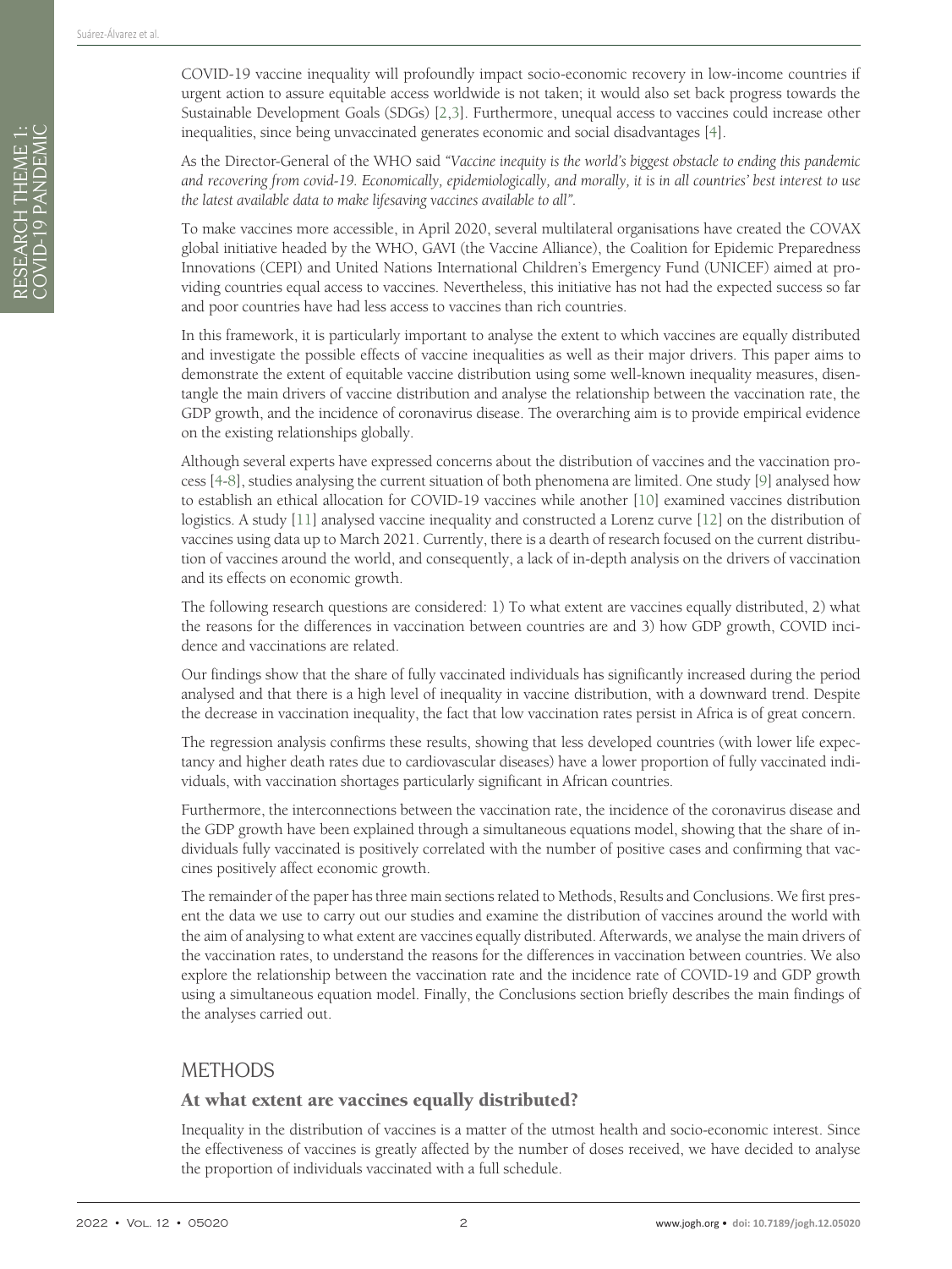COVID-19 vaccine inequality will profoundly impact socio-economic recovery in low-income countries if urgent action to assure equitable access worldwide is not taken; it would also set back progress towards the Sustainable Development Goals (SDGs) [2,3]. Furthermore, unequal access to vaccines could increase other inequalities, since being unvaccinated generates economic and social disadvantages [4].

As the Director-General of the WHO said *"Vaccine inequity is the world's biggest obstacle to ending this pandemic and recovering from covid-19. Economically, epidemiologically, and morally, it is in all countries' best interest to use the latest available data to make lifesaving vaccines available to all".*

To make vaccines more accessible, in April 2020, several multilateral organisations have created the COVAX global initiative headed by the WHO, GAVI (the Vaccine Alliance), the Coalition for Epidemic Preparedness Innovations (CEPI) and United Nations International Children's Emergency Fund (UNICEF) aimed at providing countries equal access to vaccines. Nevertheless, this initiative has not had the expected success so far and poor countries have had less access to vaccines than rich countries.

In this framework, it is particularly important to analyse the extent to which vaccines are equally distributed and investigate the possible effects of vaccine inequalities as well as their major drivers. This paper aims to demonstrate the extent of equitable vaccine distribution using some well-known inequality measures, disentangle the main drivers of vaccine distribution and analyse the relationship between the vaccination rate, the GDP growth, and the incidence of coronavirus disease. The overarching aim is to provide empirical evidence on the existing relationships globally.

Although several experts have expressed concerns about the distribution of vaccines and the vaccination process [4-8], studies analysing the current situation of both phenomena are limited. One study [9] analysed how to establish an ethical allocation for COVID-19 vaccines while another [10] examined vaccines distribution logistics. A study [11] analysed vaccine inequality and constructed a Lorenz curve [12] on the distribution of vaccines using data up to March 2021. Currently, there is a dearth of research focused on the current distribution of vaccines around the world, and consequently, a lack of in-depth analysis on the drivers of vaccination and its effects on economic growth.

The following research questions are considered: 1) To what extent are vaccines equally distributed, 2) what the reasons for the differences in vaccination between countries are and 3) how GDP growth, COVID incidence and vaccinations are related.

Our findings show that the share of fully vaccinated individuals has significantly increased during the period analysed and that there is a high level of inequality in vaccine distribution, with a downward trend. Despite the decrease in vaccination inequality, the fact that low vaccination rates persist in Africa is of great concern.

The regression analysis confirms these results, showing that less developed countries (with lower life expectancy and higher death rates due to cardiovascular diseases) have a lower proportion of fully vaccinated individuals, with vaccination shortages particularly significant in African countries.

Furthermore, the interconnections between the vaccination rate, the incidence of the coronavirus disease and the GDP growth have been explained through a simultaneous equations model, showing that the share of individuals fully vaccinated is positively correlated with the number of positive cases and confirming that vaccines positively affect economic growth.

The remainder of the paper has three main sections related to Methods, Results and Conclusions. We first present the data we use to carry out our studies and examine the distribution of vaccines around the world with the aim of analysing to what extent are vaccines equally distributed. Afterwards, we analyse the main drivers of the vaccination rates, to understand the reasons for the differences in vaccination between countries. We also explore the relationship between the vaccination rate and the incidence rate of COVID-19 and GDP growth using a simultaneous equation model. Finally, the Conclusions section briefly describes the main findings of the analyses carried out.

## METHODS

### At what extent are vaccines equally distributed?

Inequality in the distribution of vaccines is a matter of the utmost health and socio-economic interest. Since the effectiveness of vaccines is greatly affected by the number of doses received, we have decided to analyse the proportion of individuals vaccinated with a full schedule.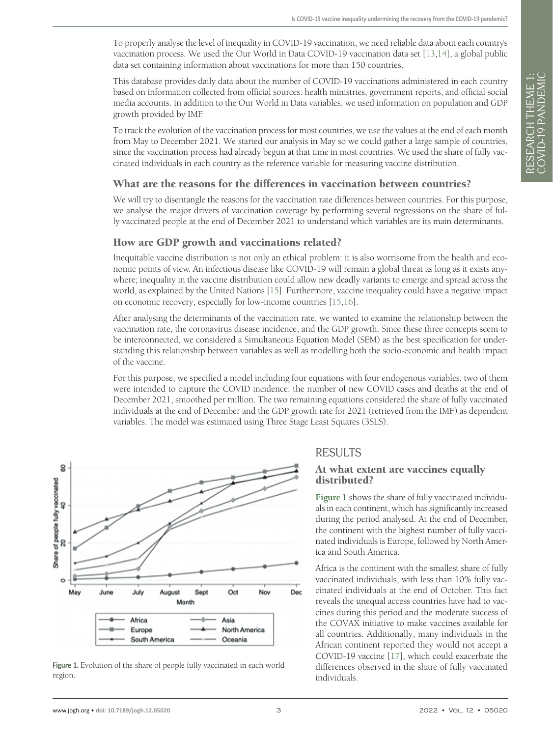To properly analyse the level of inequality in COVID-19 vaccination, we need reliable data about each country's vaccination process. We used the Our World in Data COVID-19 vaccination data set [13,14], a global public data set containing information about vaccinations for more than 150 countries.

This database provides daily data about the number of COVID-19 vaccinations administered in each country based on information collected from official sources: health ministries, government reports, and official social media accounts. In addition to the Our World in Data variables, we used information on population and GDP growth provided by IMF.

To track the evolution of the vaccination process for most countries, we use the values at the end of each month from May to December 2021. We started our analysis in May so we could gather a large sample of countries, since the vaccination process had already begun at that time in most countries. We used the share of fully vaccinated individuals in each country as the reference variable for measuring vaccine distribution.

## What are the reasons for the differences in vaccination between countries?

We will try to disentangle the reasons for the vaccination rate differences between countries. For this purpose, we analyse the major drivers of vaccination coverage by performing several regressions on the share of fully vaccinated people at the end of December 2021 to understand which variables are its main determinants.

## How are GDP growth and vaccinations related?

Inequitable vaccine distribution is not only an ethical problem: it is also worrisome from the health and economic points of view. An infectious disease like COVID-19 will remain a global threat as long as it exists anywhere; inequality in the vaccine distribution could allow new deadly variants to emerge and spread across the world, as explained by the United Nations [15]. Furthermore, vaccine inequality could have a negative impact on economic recovery, especially for low-income countries [15,16].

After analysing the determinants of the vaccination rate, we wanted to examine the relationship between the vaccination rate, the coronavirus disease incidence, and the GDP growth. Since these three concepts seem to be interconnected, we considered a Simultaneous Equation Model (SEM) as the best specification for understanding this relationship between variables as well as modelling both the socio-economic and health impact of the vaccine.

For this purpose, we specified a model including four equations with four endogenous variables; two of them were intended to capture the COVID incidence: the number of new COVID cases and deaths at the end of December 2021, smoothed per million. The two remaining equations considered the share of fully vaccinated individuals at the end of December and the GDP growth rate for 2021 (retrieved from the IMF) as dependent variables. The model was estimated using Three Stage Least Squares (3SLS).

Figure 1. Evolution of the share of people fully vaccinated in each world region.

# RESULTS

## At what extent are vaccines equally distributed?

**Figure 1** shows the share of fully vaccinated individuals in each continent, which has significantly increased during the period analysed. At the end of December, the continent with the highest number of fully vaccinated individuals is Europe, followed by North America and South America.

Africa is the continent with the smallest share of fully vaccinated individuals, with less than 10% fully vaccinated individuals at the end of October. This fact reveals the unequal access countries have had to vaccines during this period and the moderate success of the COVAX initiative to make vaccines available for all countries. Additionally, many individuals in the African continent reported they would not accept a COVID-19 vaccine [17], which could exacerbate the differences observed in the share of fully vaccinated individuals.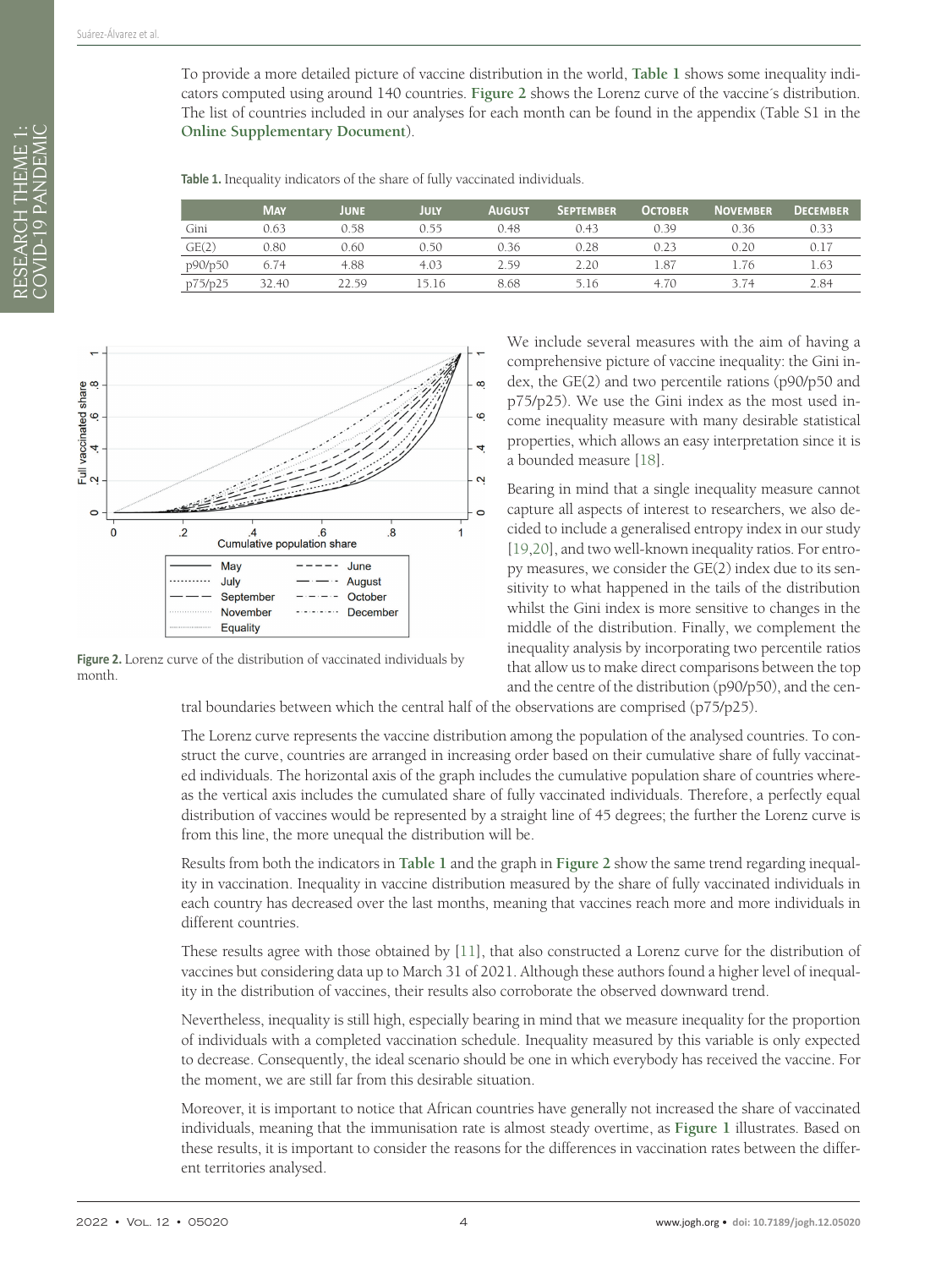To provide a more detailed picture of vaccine distribution in the world, **Table 1** shows some inequality indicators computed using around 140 countries. **Figure 2** shows the Lorenz curve of the vaccine´s distribution. The list of countries included in our analyses for each month can be found in the appendix (Table S1 in the **Online Supplementary Document**).

**Table 1.** Inequality indicators of the share of fully vaccinated individuals.

| | May | June | July | August | September | October | November | December |
|---|---|---|---|---|---|---|---|---|
| Gini | 0.63 | 0.58 | 0.55 | 0.48 | 0.43 | 0.39 | 0.36 | 0.33 |
| GE(2) | 0.80 | 0.60 | 0.50 | 0.36 | 0.28 | 0.23 | 0.20 | 0.17 |
| p90/p50 | 6.74 | 4.88 | 4.03 | 2.59 | 2.20 | 1.87 | 1.76 | 1.63 |
| p75/p25 | 32.40 | 22.59 | 15.16 | 8.68 | 5.16 | 4.70 | 3.74 | 2.84 |

**Figure 2.** Lorenz curve of the distribution of vaccinated individuals by month.

We include several measures with the aim of having a comprehensive picture of vaccine inequality: the Gini index, the GE(2) and two percentile rations (p90/p50 and p75/p25). We use the Gini index as the most used income inequality measure with many desirable statistical properties, which allows an easy interpretation since it is a bounded measure [18].

Bearing in mind that a single inequality measure cannot capture all aspects of interest to researchers, we also decided to include a generalised entropy index in our study [19,20], and two well-known inequality ratios. For entropy measures, we consider the GE(2) index due to its sensitivity to what happened in the tails of the distribution whilst the Gini index is more sensitive to changes in the middle of the distribution. Finally, we complement the inequality analysis by incorporating two percentile ratios that allow us to make direct comparisons between the top and the centre of the distribution (p90/p50), and the central boundaries between which the central half of the observations are comprised (p75/p25).

The Lorenz curve represents the vaccine distribution among the population of the analysed countries. To construct the curve, countries are arranged in increasing order based on their cumulative share of fully vaccinated individuals. The horizontal axis of the graph includes the cumulative population share of countries whereas the vertical axis includes the cumulated share of fully vaccinated individuals. Therefore, a perfectly equal distribution of vaccines would be represented by a straight line of 45 degrees; the further the Lorenz curve is from this line, the more unequal the distribution will be.

Results from both the indicators in **Table 1** and the graph in **Figure 2** show the same trend regarding inequality in vaccination. Inequality in vaccine distribution measured by the share of fully vaccinated individuals in each country has decreased over the last months, meaning that vaccines reach more and more individuals in different countries.

These results agree with those obtained by [11], that also constructed a Lorenz curve for the distribution of vaccines but considering data up to March 31 of 2021. Although these authors found a higher level of inequality in the distribution of vaccines, their results also corroborate the observed downward trend.

Nevertheless, inequality is still high, especially bearing in mind that we measure inequality for the proportion of individuals with a completed vaccination schedule. Inequality measured by this variable is only expected to decrease. Consequently, the ideal scenario should be one in which everybody has received the vaccine. For the moment, we are still far from this desirable situation.

Moreover, it is important to notice that African countries have generally not increased the share of vaccinated individuals, meaning that the immunisation rate is almost steady overtime, as **Figure 1** illustrates. Based on these results, it is important to consider the reasons for the differences in vaccination rates between the different territories analysed.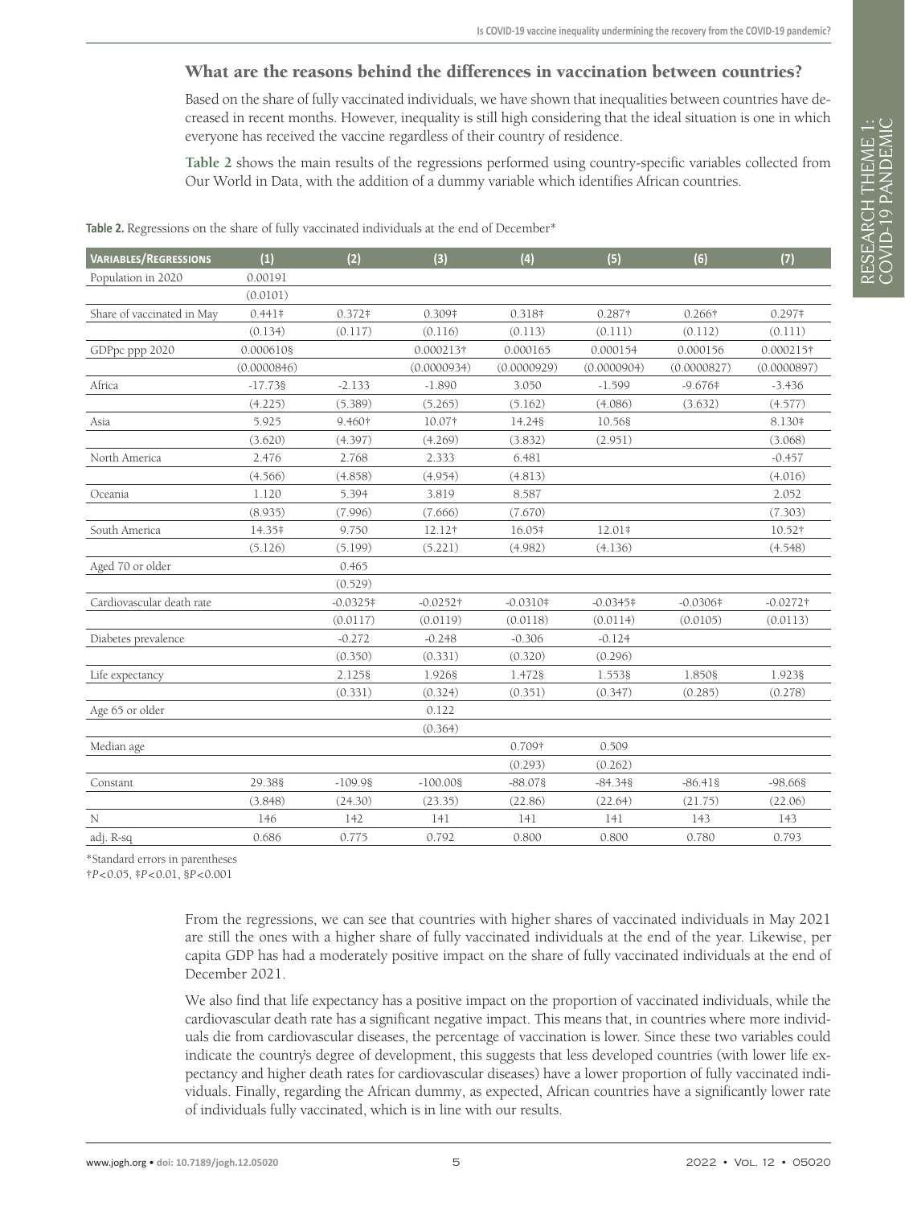## What are the reasons behind the differences in vaccination between countries?

Based on the share of fully vaccinated individuals, we have shown that inequalities between countries have decreased in recent months. However, inequality is still high considering that the ideal situation is one in which everyone has received the vaccine regardless of their country of residence.

**Table 2** shows the main results of the regressions performed using country-specific variables collected from Our World in Data, with the addition of a dummy variable which identifies African countries.

**Table 2.** Regressions on the share of fully vaccinated individuals at the end of December*

| Variables/Regressions | (1) | (2) | (3) | (4) | (5) | (6) | (7) |
|---|---|---|---|---|---|---|---|
| Population in 2020 | 0.00191 | | | | | | |
| | (0.0101) | | | | | | |
| Share of vaccinated in May | 0.441‡ | 0.372‡ | 0.309‡ | 0.318‡ | 0.287† | 0.266† | 0.297‡ |
| | (0.134) | (0.117) | (0.116) | (0.113) | (0.111) | (0.112) | (0.111) |
| GDPpc ppp 2020 | 0.000610§ | | 0.000213† | 0.000165 | 0.000154 | 0.000156 | 0.000215† |
| | (0.0000846) | | (0.0000934) | (0.0000929) | (0.0000904) | (0.0000827) | (0.0000897) |
| Africa | -17.73§ | -2.133 | -1.890 | 3.050 | -1.599 | -9.676‡ | -3.436 |
| | (4.225) | (5.389) | (5.265) | (5.162) | (4.086) | (3.632) | (4.577) |
| Asia | 5.925 | 9.460† | 10.07† | 14.24§ | 10.56§ | | 8.130‡ |
| | (3.620) | (4.397) | (4.269) | (3.832) | (2.951) | | (3.068) |
| North America | 2.476 | 2.768 | 2.333 | 6.481 | | | -0.457 |
| | (4.566) | (4.858) | (4.954) | (4.813) | | | (4.016) |
| Oceania | 1.120 | 5.394 | 3.819 | 8.587 | | | 2.052 |
| | (8.935) | (7.996) | (7.666) | (7.670) | | | (7.303) |
| South America | 14.35‡ | 9.750 | 12.12† | 16.05‡ | 12.01‡ | | 10.52† |
| | (5.126) | (5.199) | (5.221) | (4.982) | (4.136) | | (4.548) |
| Aged 70 or older | | 0.465 | | | | | |
| | | (0.529) | | | | | |
| Cardiovascular death rate | | -0.0325‡ | -0.0252† | -0.0310‡ | -0.0345‡ | -0.0306‡ | -0.0272† |
| | | (0.0117) | (0.0119) | (0.0118) | (0.0114) | (0.0105) | (0.0113) |
| Diabetes prevalence | | -0.272 | -0.248 | -0.306 | -0.124 | | |
| | | (0.350) | (0.331) | (0.320) | (0.296) | | |
| Life expectancy | | 2.125§ | 1.926§ | 1.472§ | 1.553§ | 1.850§ | 1.923§ |
| | | (0.331) | (0.324) | (0.351) | (0.347) | (0.285) | (0.278) |
| Age 65 or older | | | 0.122 | | | | |
| | | | (0.364) | | | | |
| Median age | | | | 0.709† | 0.509 | | |
| | | | | (0.293) | (0.262) | | |
| Constant | 29.38§ | -109.9§ | -100.00§ | -88.07§ | -84.34§ | -86.41§ | -98.66§ |
| | (3.848) | (24.30) | (23.35) | (22.86) | (22.64) | (21.75) | (22.06) |
| N | 146 | 142 | 141 | 141 | 141 | 143 | 143 |
| adj. R-sq | 0.686 | 0.775 | 0.792 | 0.800 | 0.800 | 0.780 | 0.793 |

*Standard errors in parentheses

†$P<0.05$, ‡$P<0.01$, §$P<0.001$

From the regressions, we can see that countries with higher shares of vaccinated individuals in May 2021 are still the ones with a higher share of fully vaccinated individuals at the end of the year. Likewise, per capita GDP has had a moderately positive impact on the share of fully vaccinated individuals at the end of December 2021.

We also find that life expectancy has a positive impact on the proportion of vaccinated individuals, while the cardiovascular death rate has a significant negative impact. This means that, in countries where more individuals die from cardiovascular diseases, the percentage of vaccination is lower. Since these two variables could indicate the country's degree of development, this suggests that less developed countries (with lower life expectancy and higher death rates for cardiovascular diseases) have a lower proportion of fully vaccinated individuals. Finally, regarding the African dummy, as expected, African countries have a significantly lower rate of individuals fully vaccinated, which is in line with our results.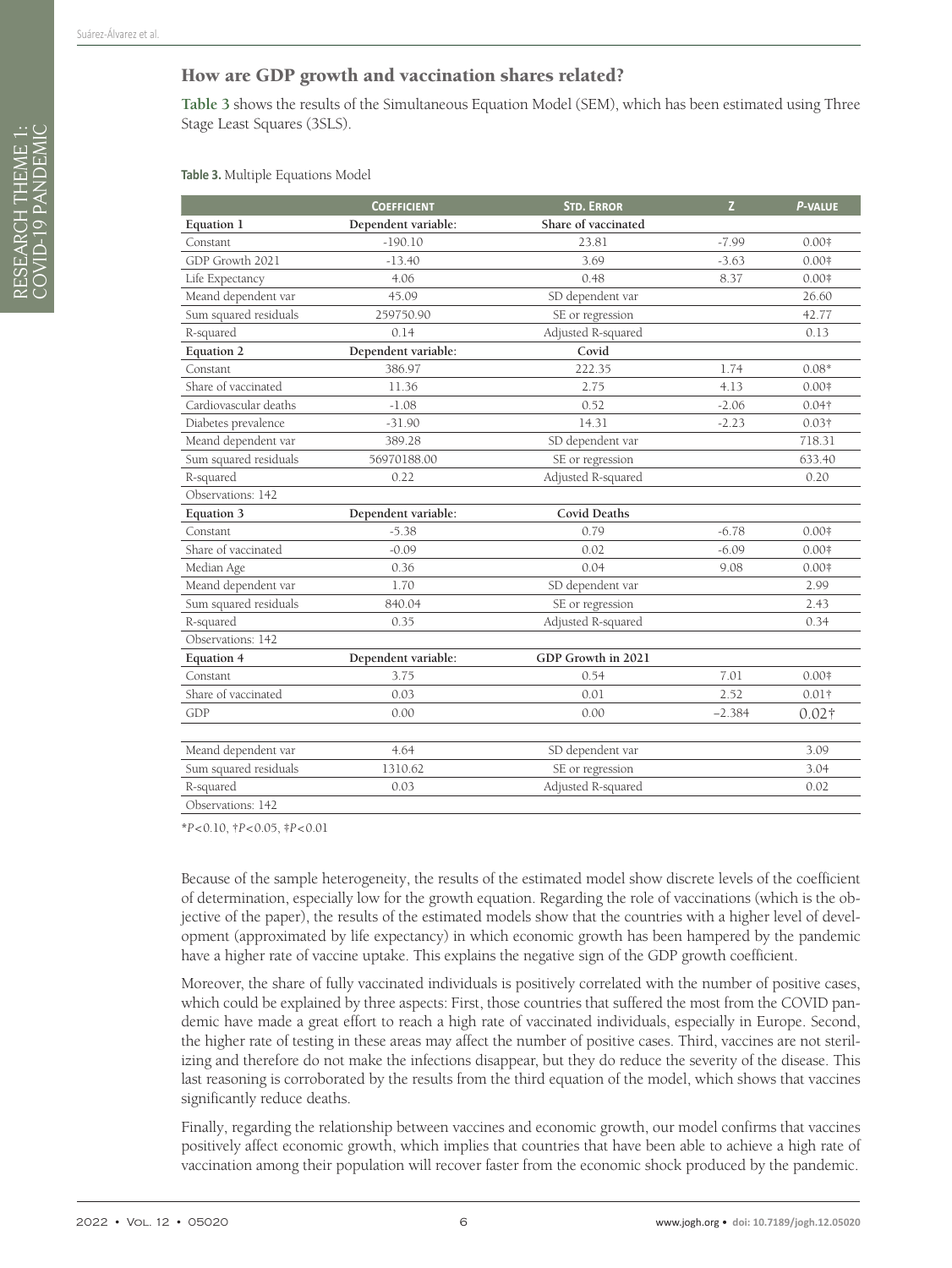## How are GDP growth and vaccination shares related?

**Table 3** shows the results of the Simultaneous Equation Model (SEM), which has been estimated using Three Stage Least Squares (3SLS).

**Table 3.** Multiple Equations Model

| | Coefficient | Std. Error | Z | *P*-value |
|---|---|---|---|---|
| **Equation 1** | **Dependent variable:** | **Share of vaccinated** | | |
| Constant | -190.10 | 23.81 | -7.99 | 0.00‡ |
| GDP Growth 2021 | -13.40 | 3.69 | -3.63 | 0.00‡ |
| Life Expectancy | 4.06 | 0.48 | 8.37 | 0.00‡ |
| Meand dependent var | 45.09 | SD dependent var | | 26.60 |
| Sum squared residuals | 259750.90 | SE or regression | | 42.77 |
| R-squared | 0.14 | Adjusted R-squared | | 0.13 |
| **Equation 2** | **Dependent variable:** | **Covid** | | |
| Constant | 386.97 | 222.35 | 1.74 | 0.08* |
| Share of vaccinated | 11.36 | 2.75 | 4.13 | 0.00‡ |
| Cardiovascular deaths | -1.08 | 0.52 | -2.06 | 0.04† |
| Diabetes prevalence | -31.90 | 14.31 | -2.23 | 0.03† |
| Meand dependent var | 389.28 | SD dependent var | | 718.31 |
| Sum squared residuals | 56970188.00 | SE or regression | | 633.40 |
| R-squared | 0.22 | Adjusted R-squared | | 0.20 |
| Observations: 142 | | | | |
| **Equation 3** | **Dependent variable:** | **Covid Deaths** | | |
| Constant | -5.38 | 0.79 | -6.78 | 0.00‡ |
| Share of vaccinated | -0.09 | 0.02 | -6.09 | 0.00‡ |
| Median Age | 0.36 | 0.04 | 9.08 | 0.00‡ |
| Meand dependent var | 1.70 | SD dependent var | | 2.99 |
| Sum squared residuals | 840.04 | SE or regression | | 2.43 |
| R-squared | 0.35 | Adjusted R-squared | | 0.34 |
| Observations: 142 | | | | |
| **Equation 4** | **Dependent variable:** | **GDP Growth in 2021** | | |
| Constant | 3.75 | 0.54 | 7.01 | 0.00‡ |
| Share of vaccinated | 0.03 | 0.01 | 2.52 | 0.01† |
| GDP | 0.00 | 0.00 | −2.384 | 0.02† |
| Meand dependent var | 4.64 | SD dependent var | | 3.09 |
| Sum squared residuals | 1310.62 | SE or regression | | 3.04 |
| R-squared | 0.03 | Adjusted R-squared | | 0.02 |
| Observations: 142 | | | | |

$^{*}P<0.10$, $^{\dagger}P<0.05$, $^{\ddagger}P<0.01$

Because of the sample heterogeneity, the results of the estimated model show discrete levels of the coefficient of determination, especially low for the growth equation. Regarding the role of vaccinations (which is the objective of the paper), the results of the estimated models show that the countries with a higher level of development (approximated by life expectancy) in which economic growth has been hampered by the pandemic have a higher rate of vaccine uptake. This explains the negative sign of the GDP growth coefficient.

Moreover, the share of fully vaccinated individuals is positively correlated with the number of positive cases, which could be explained by three aspects: First, those countries that suffered the most from the COVID pandemic have made a great effort to reach a high rate of vaccinated individuals, especially in Europe. Second, the higher rate of testing in these areas may affect the number of positive cases. Third, vaccines are not sterilizing and therefore do not make the infections disappear, but they do reduce the severity of the disease. This last reasoning is corroborated by the results from the third equation of the model, which shows that vaccines significantly reduce deaths.

Finally, regarding the relationship between vaccines and economic growth, our model confirms that vaccines positively affect economic growth, which implies that countries that have been able to achieve a high rate of vaccination among their population will recover faster from the economic shock produced by the pandemic.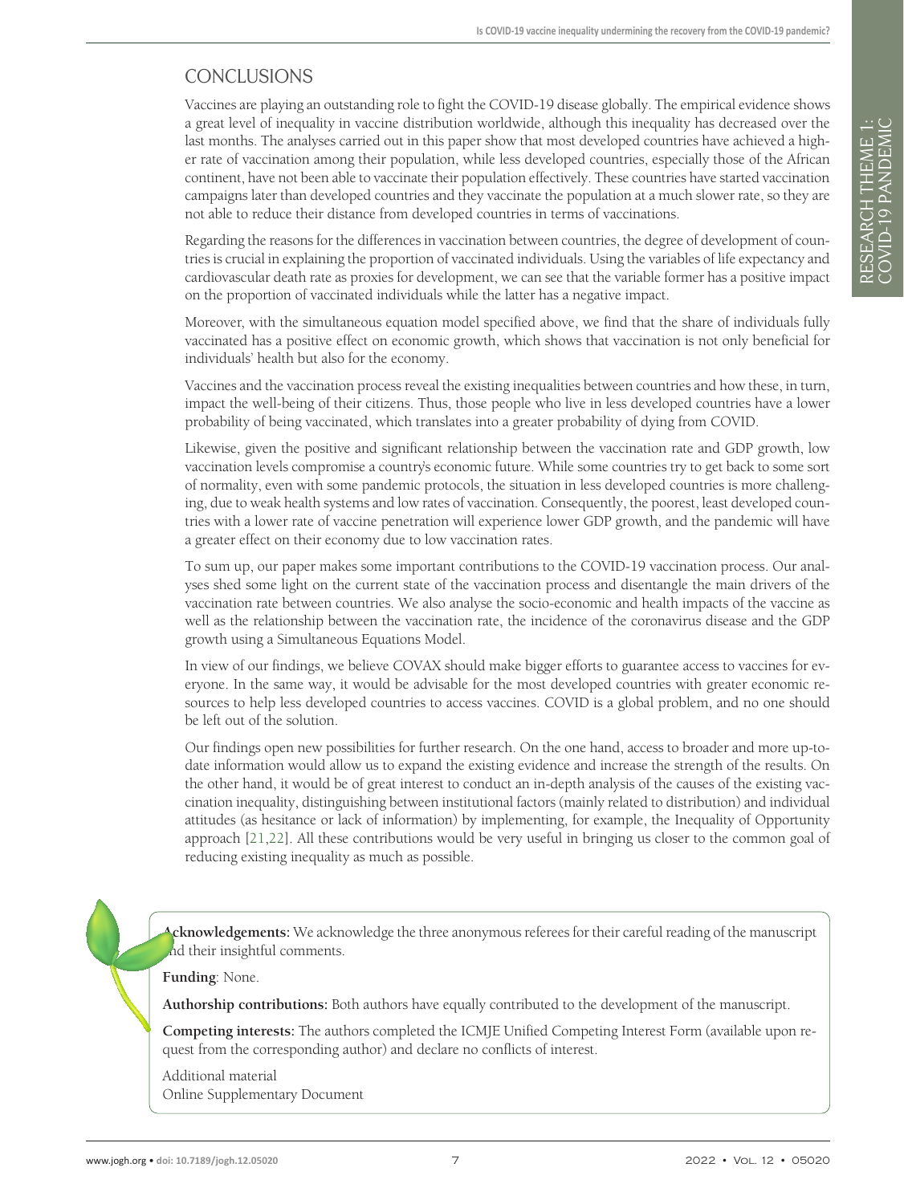## CONCLUSIONS

Vaccines are playing an outstanding role to fight the COVID-19 disease globally. The empirical evidence shows a great level of inequality in vaccine distribution worldwide, although this inequality has decreased over the last months. The analyses carried out in this paper show that most developed countries have achieved a higher rate of vaccination among their population, while less developed countries, especially those of the African continent, have not been able to vaccinate their population effectively. These countries have started vaccination campaigns later than developed countries and they vaccinate the population at a much slower rate, so they are not able to reduce their distance from developed countries in terms of vaccinations.

Regarding the reasons for the differences in vaccination between countries, the degree of development of countries is crucial in explaining the proportion of vaccinated individuals. Using the variables of life expectancy and cardiovascular death rate as proxies for development, we can see that the variable former has a positive impact on the proportion of vaccinated individuals while the latter has a negative impact.

Moreover, with the simultaneous equation model specified above, we find that the share of individuals fully vaccinated has a positive effect on economic growth, which shows that vaccination is not only beneficial for individuals' health but also for the economy.

Vaccines and the vaccination process reveal the existing inequalities between countries and how these, in turn, impact the well-being of their citizens. Thus, those people who live in less developed countries have a lower probability of being vaccinated, which translates into a greater probability of dying from COVID.

Likewise, given the positive and significant relationship between the vaccination rate and GDP growth, low vaccination levels compromise a country's economic future. While some countries try to get back to some sort of normality, even with some pandemic protocols, the situation in less developed countries is more challenging, due to weak health systems and low rates of vaccination. Consequently, the poorest, least developed countries with a lower rate of vaccine penetration will experience lower GDP growth, and the pandemic will have a greater effect on their economy due to low vaccination rates.

To sum up, our paper makes some important contributions to the COVID-19 vaccination process. Our analyses shed some light on the current state of the vaccination process and disentangle the main drivers of the vaccination rate between countries. We also analyse the socio-economic and health impacts of the vaccine as well as the relationship between the vaccination rate, the incidence of the coronavirus disease and the GDP growth using a Simultaneous Equations Model.

In view of our findings, we believe COVAX should make bigger efforts to guarantee access to vaccines for everyone. In the same way, it would be advisable for the most developed countries with greater economic resources to help less developed countries to access vaccines. COVID is a global problem, and no one should be left out of the solution.

Our findings open new possibilities for further research. On the one hand, access to broader and more up-to-date information would allow us to expand the existing evidence and increase the strength of the results. On the other hand, it would be of great interest to conduct an in-depth analysis of the causes of the existing vaccination inequality, distinguishing between institutional factors (mainly related to distribution) and individual attitudes (as hesitance or lack of information) by implementing, for example, the Inequality of Opportunity approach [21,22]. All these contributions would be very useful in bringing us closer to the common goal of reducing existing inequality as much as possible.

**Acknowledgements:** We acknowledge the three anonymous referees for their careful reading of the manuscript and their insightful comments.

**Funding**: None.

**Authorship contributions:** Both authors have equally contributed to the development of the manuscript.

**Competing interests:** The authors completed the ICMJE Unified Competing Interest Form (available upon request from the corresponding author) and declare no conflicts of interest.

Additional material

Online Supplementary Document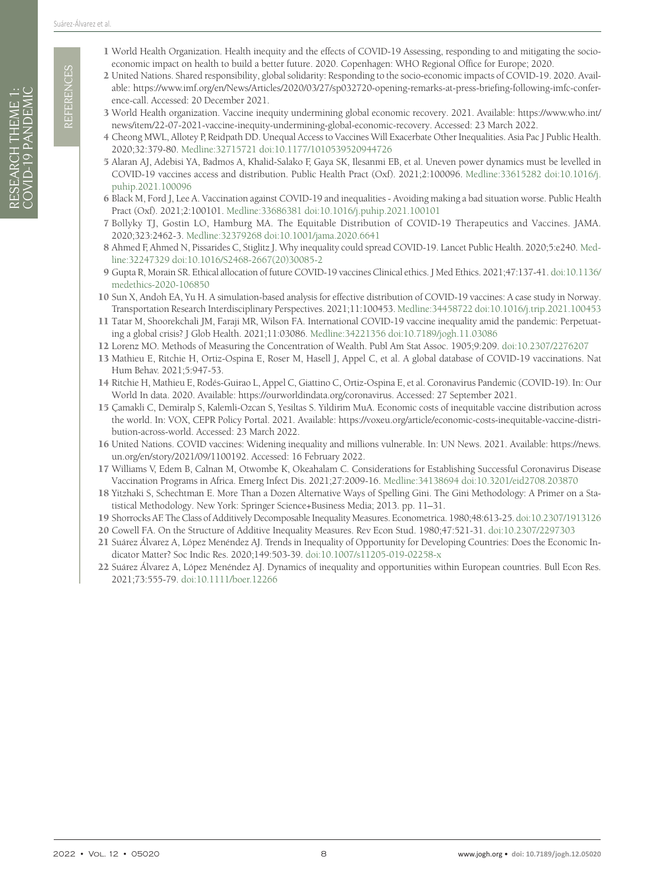## REFERENCES

1. World Health Organization. Health inequity and the effects of COVID-19 Assessing, responding to and mitigating the socio-economic impact on health to build a better future. 2020. Copenhagen: WHO Regional Office for Europe; 2020.
2. United Nations. Shared responsibility, global solidarity: Responding to the socio-economic impacts of COVID-19. 2020. Available: https://www.imf.org/en/News/Articles/2020/03/27/sp032720-opening-remarks-at-press-briefing-following-imfc-conference-call. Accessed: 20 December 2021.
3. World Health organization. Vaccine inequity undermining global economic recovery. 2021. Available: https://www.who.int/news/item/22-07-2021-vaccine-inequity-undermining-global-economic-recovery. Accessed: 23 March 2022.
4. Cheong MWL, Allotey P, Reidpath DD. Unequal Access to Vaccines Will Exacerbate Other Inequalities. Asia Pac J Public Health. 2020;32:379-80. Medline:32715721 doi:10.1177/1010539520944726
5. Alaran AJ, Adebisi YA, Badmos A, Khalid-Salako F, Gaya SK, Ilesanmi EB, et al. Uneven power dynamics must be levelled in COVID-19 vaccines access and distribution. Public Health Pract (Oxf). 2021;2:100096. Medline:33615282 doi:10.1016/j.puhip.2021.100096
6. Black M, Ford J, Lee A. Vaccination against COVID-19 and inequalities - Avoiding making a bad situation worse. Public Health Pract (Oxf). 2021;2:100101. Medline:33686381 doi:10.1016/j.puhip.2021.100101
7. Bollyky TJ, Gostin LO, Hamburg MA. The Equitable Distribution of COVID-19 Therapeutics and Vaccines. JAMA. 2020;323:2462-3. Medline:32379268 doi:10.1001/jama.2020.6641
8. Ahmed F, Ahmed N, Pissarides C, Stiglitz J. Why inequality could spread COVID-19. Lancet Public Health. 2020;5:e240. Medline:32247329 doi:10.1016/S2468-2667(20)30085-2
9. Gupta R, Morain SR. Ethical allocation of future COVID-19 vaccines Clinical ethics. J Med Ethics. 2021;47:137-41. doi:10.1136/medethics-2020-106850
10. Sun X, Andoh EA, Yu H. A simulation-based analysis for effective distribution of COVID-19 vaccines: A case study in Norway. Transportation Research Interdisciplinary Perspectives. 2021;11:100453. Medline:34458722 doi:10.1016/j.trip.2021.100453
11. Tatar M, Shoorekchali JM, Faraji MR, Wilson FA. International COVID-19 vaccine inequality amid the pandemic: Perpetuating a global crisis? J Glob Health. 2021;11:03086. Medline:34221356 doi:10.7189/jogh.11.03086
12. Lorenz MO. Methods of Measuring the Concentration of Wealth. Publ Am Stat Assoc. 1905;9:209. doi:10.2307/2276207
13. Mathieu E, Ritchie H, Ortiz-Ospina E, Roser M, Hasell J, Appel C, et al. A global database of COVID-19 vaccinations. Nat Hum Behav. 2021;5:947-53.
14. Ritchie H, Mathieu E, Rodés-Guirao L, Appel C, Giattino C, Ortiz-Ospina E, et al. Coronavirus Pandemic (COVID-19). In: Our World In data. 2020. Available: https://ourworldindata.org/coronavirus. Accessed: 27 September 2021.
15. Çamakli C, Demiralp S, Kalemli-Ozcan S, Yesiltas S. Yildirim MuA. Economic costs of inequitable vaccine distribution across the world. In: VOX, CEPR Policy Portal. 2021. Available: https://voxeu.org/article/economic-costs-inequitable-vaccine-distribution-across-world. Accessed: 23 March 2022.
16. United Nations. COVID vaccines: Widening inequality and millions vulnerable. In: UN News. 2021. Available: https://news.un.org/en/story/2021/09/1100192. Accessed: 16 February 2022.
17. Williams V, Edem B, Calnan M, Otwombe K, Okeahalam C. Considerations for Establishing Successful Coronavirus Disease Vaccination Programs in Africa. Emerg Infect Dis. 2021;27:2009-16. Medline:34138694 doi:10.3201/eid2708.203870
18. Yitzhaki S, Schechtman E. More Than a Dozen Alternative Ways of Spelling Gini. The Gini Methodology: A Primer on a Statistical Methodology. New York: Springer Science+Business Media; 2013. pp. 11–31.
19. Shorrocks AF. The Class of Additively Decomposable Inequality Measures. Econometrica. 1980;48:613-25. doi:10.2307/1913126
20. Cowell FA. On the Structure of Additive Inequality Measures. Rev Econ Stud. 1980;47:521-31. doi:10.2307/2297303
21. Suárez Álvarez A, López Menéndez AJ. Trends in Inequality of Opportunity for Developing Countries: Does the Economic Indicator Matter? Soc Indic Res. 2020;149:503-39. doi:10.1007/s11205-019-02258-x
22. Suárez Álvarez A, López Menéndez AJ. Dynamics of inequality and opportunities within European countries. Bull Econ Res. 2021;73:555-79. doi:10.1111/boer.12266